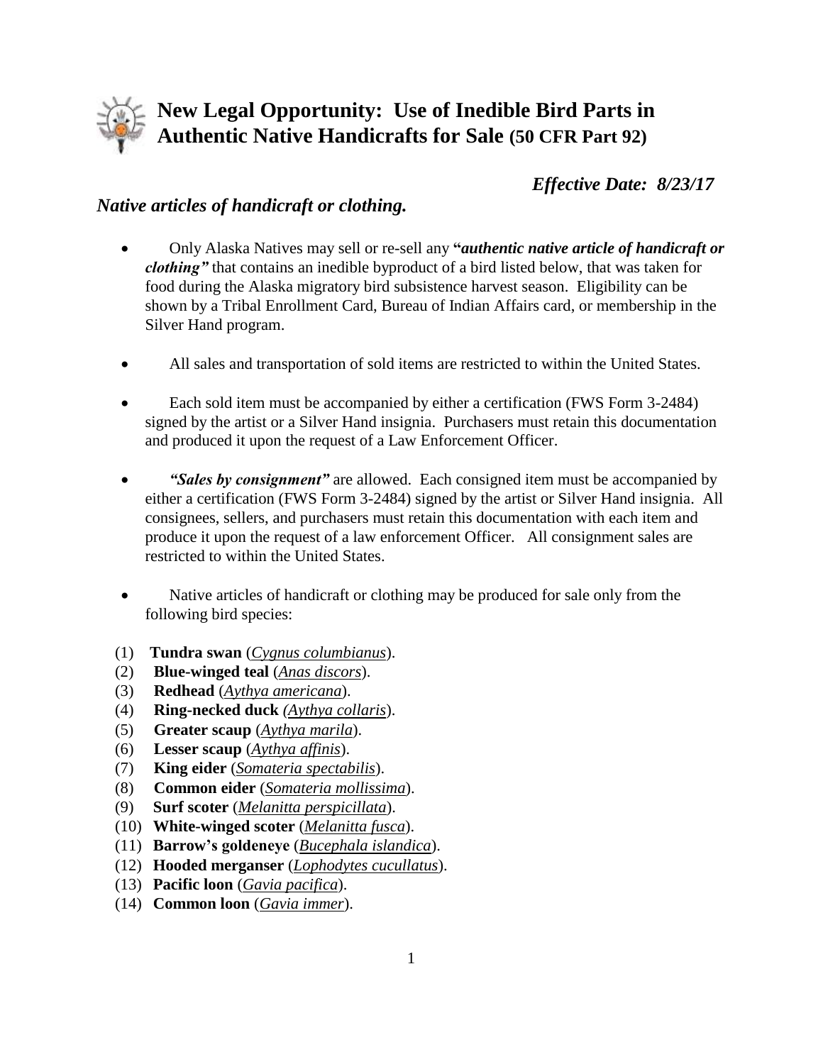# New Legal Opportunity: Use of Inedible Bird Parts in Authentic Native Handicrafts for Sale (50 CFR Part 92)

*Effective Date: 8/23/17*

## *Native articles of handicraft or clothing.*

- Only Alaska Natives may sell or re-sell any **"*authentic native article of handicraft or clothing*"** that contains an inedible byproduct of a bird listed below, that was taken for food during the Alaska migratory bird subsistence harvest season. Eligibility can be shown by a Tribal Enrollment Card, Bureau of Indian Affairs card, or membership in the Silver Hand program.

- All sales and transportation of sold items are restricted to within the United States.

- Each sold item must be accompanied by either a certification (FWS Form 3-2484) signed by the artist or a Silver Hand insignia. Purchasers must retain this documentation and produced it upon the request of a Law Enforcement Officer.

- ***"Sales by consignment"*** are allowed. Each consigned item must be accompanied by either a certification (FWS Form 3-2484) signed by the artist or Silver Hand insignia. All consignees, sellers, and purchasers must retain this documentation with each item and produce it upon the request of a law enforcement Officer. All consignment sales are restricted to within the United States.

- Native articles of handicraft or clothing may be produced for sale only from the following bird species:

(1) **Tundra swan** (*Cygnus columbianus*).
(2) **Blue-winged teal** (*Anas discors*).
(3) **Redhead** (*Aythya americana*).
(4) **Ring-necked duck** (*Aythya collaris*).
(5) **Greater scaup** (*Aythya marila*).
(6) **Lesser scaup** (*Aythya affinis*).
(7) **King eider** (*Somateria spectabilis*).
(8) **Common eider** (*Somateria mollissima*).
(9) **Surf scoter** (*Melanitta perspicillata*).
(10) **White-winged scoter** (*Melanitta fusca*).
(11) **Barrow's goldeneye** (*Bucephala islandica*).
(12) **Hooded merganser** (*Lophodytes cucullatus*).
(13) **Pacific loon** (*Gavia pacifica*).
(14) **Common loon** (*Gavia immer*).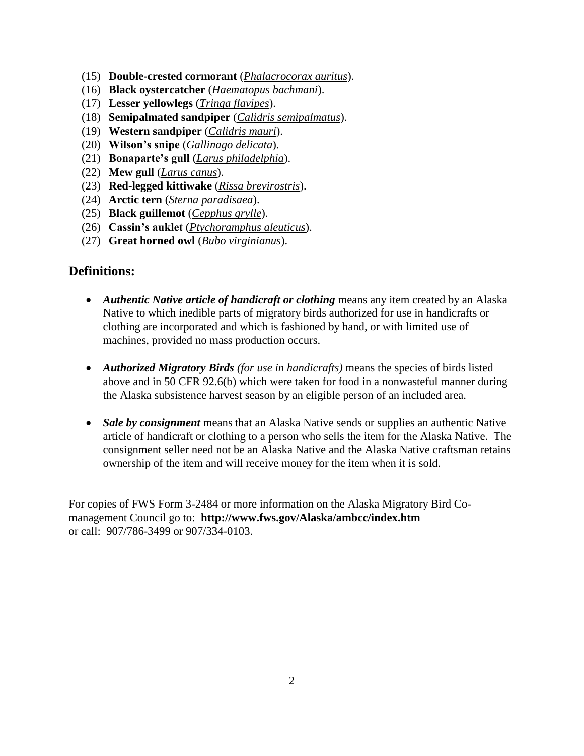(15) **Double-crested cormorant** (*Phalacrocorax auritus*).
(16) **Black oystercatcher** (*Haematopus bachmani*).
(17) **Lesser yellowlegs** (*Tringa flavipes*).
(18) **Semipalmated sandpiper** (*Calidris semipalmatus*).
(19) **Western sandpiper** (*Calidris mauri*).
(20) **Wilson's snipe** (*Gallinago delicata*).
(21) **Bonaparte's gull** (*Larus philadelphia*).
(22) **Mew gull** (*Larus canus*).
(23) **Red-legged kittiwake** (*Rissa brevirostris*).
(24) **Arctic tern** (*Sterna paradisaea*).
(25) **Black guillemot** (*Cepphus grylle*).
(26) **Cassin's auklet** (*Ptychoramphus aleuticus*).
(27) **Great horned owl** (*Bubo virginianus*).

## Definitions:

- ***Authentic Native article of handicraft or clothing*** means any item created by an Alaska Native to which inedible parts of migratory birds authorized for use in handicrafts or clothing are incorporated and which is fashioned by hand, or with limited use of machines, provided no mass production occurs.

- ***Authorized Migratory Birds*** *(for use in handicrafts)* means the species of birds listed above and in 50 CFR 92.6(b) which were taken for food in a nonwasteful manner during the Alaska subsistence harvest season by an eligible person of an included area.

- ***Sale by consignment*** means that an Alaska Native sends or supplies an authentic Native article of handicraft or clothing to a person who sells the item for the Alaska Native. The consignment seller need not be an Alaska Native and the Alaska Native craftsman retains ownership of the item and will receive money for the item when it is sold.

For copies of FWS Form 3-2484 or more information on the Alaska Migratory Bird Co-management Council go to: **http://www.fws.gov/Alaska/ambcc/index.htm**
or call: 907/786-3499 or 907/334-0103.